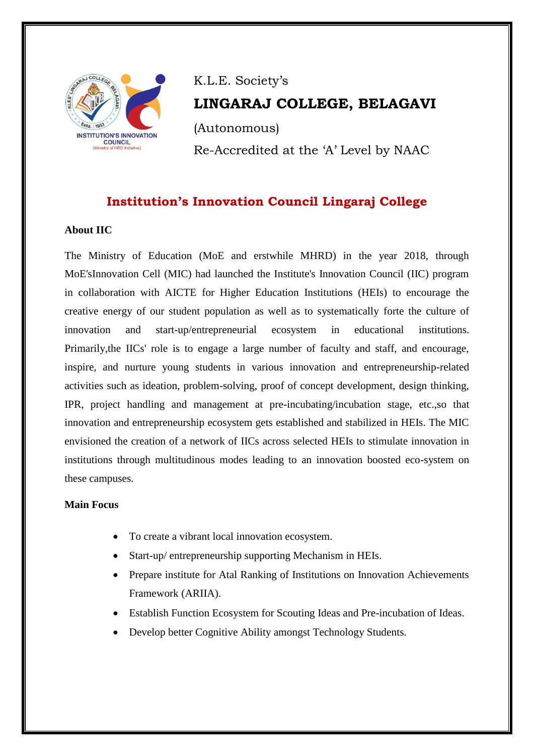K.L.E. Society's

# LINGARAJ COLLEGE, BELAGAVI

(Autonomous)

Re-Accredited at the 'A' Level by NAAC

## Institution's Innovation Council Lingaraj College

### About IIC

The Ministry of Education (MoE and erstwhile MHRD) in the year 2018, through MoE'sInnovation Cell (MIC) had launched the Institute's Innovation Council (IIC) program in collaboration with AICTE for Higher Education Institutions (HEIs) to encourage the creative energy of our student population as well as to systematically forte the culture of innovation and start-up/entrepreneurial ecosystem in educational institutions. Primarily,the IICs' role is to engage a large number of faculty and staff, and encourage, inspire, and nurture young students in various innovation and entrepreneurship-related activities such as ideation, problem-solving, proof of concept development, design thinking, IPR, project handling and management at pre-incubating/incubation stage, etc.,so that innovation and entrepreneurship ecosystem gets established and stabilized in HEIs. The MIC envisioned the creation of a network of IICs across selected HEIs to stimulate innovation in institutions through multitudinous modes leading to an innovation boosted eco-system on these campuses.

### Main Focus

- To create a vibrant local innovation ecosystem.
- Start-up/ entrepreneurship supporting Mechanism in HEIs.
- Prepare institute for Atal Ranking of Institutions on Innovation Achievements Framework (ARIIA).
- Establish Function Ecosystem for Scouting Ideas and Pre-incubation of Ideas.
- Develop better Cognitive Ability amongst Technology Students.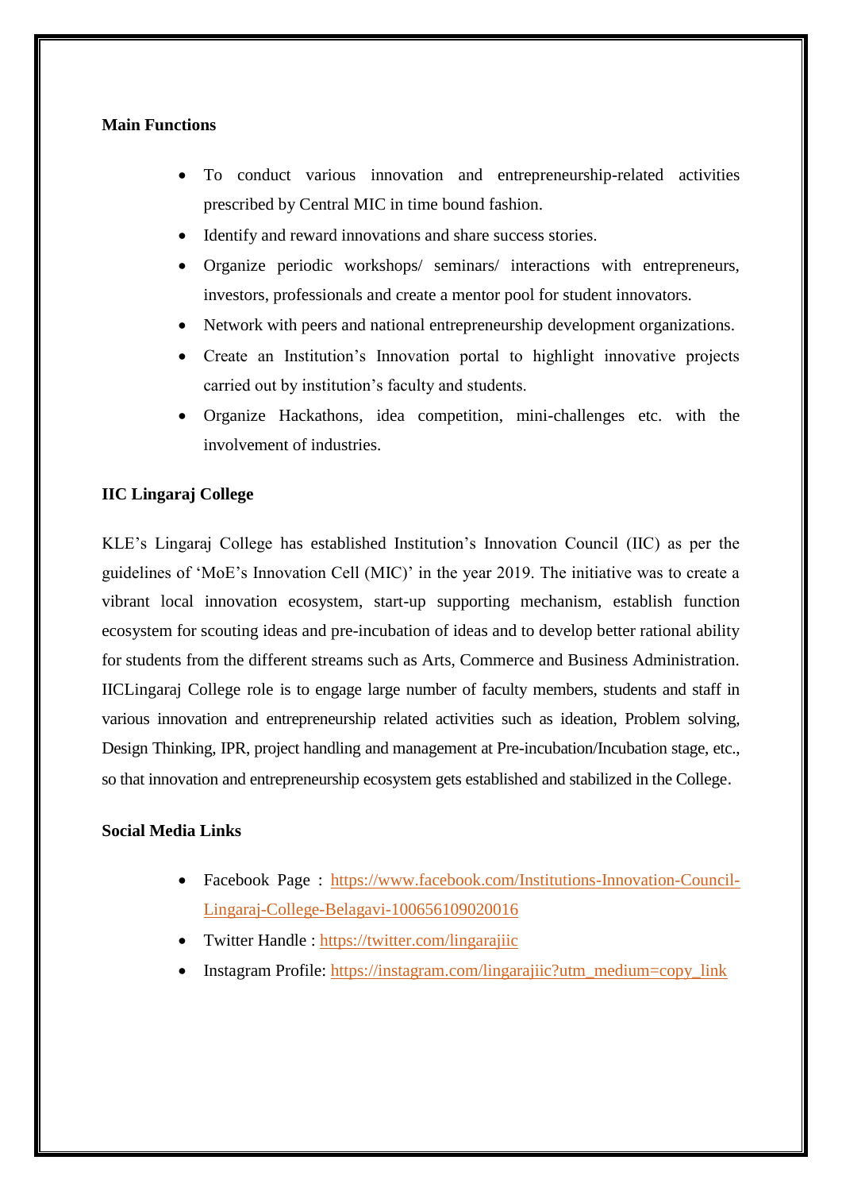**Main Functions**

- To conduct various innovation and entrepreneurship-related activities prescribed by Central MIC in time bound fashion.
- Identify and reward innovations and share success stories.
- Organize periodic workshops/ seminars/ interactions with entrepreneurs, investors, professionals and create a mentor pool for student innovators.
- Network with peers and national entrepreneurship development organizations.
- Create an Institution's Innovation portal to highlight innovative projects carried out by institution's faculty and students.
- Organize Hackathons, idea competition, mini-challenges etc. with the involvement of industries.

**IIC Lingaraj College**

KLE's Lingaraj College has established Institution's Innovation Council (IIC) as per the guidelines of 'MoE's Innovation Cell (MIC)' in the year 2019. The initiative was to create a vibrant local innovation ecosystem, start-up supporting mechanism, establish function ecosystem for scouting ideas and pre-incubation of ideas and to develop better rational ability for students from the different streams such as Arts, Commerce and Business Administration. IICLingaraj College role is to engage large number of faculty members, students and staff in various innovation and entrepreneurship related activities such as ideation, Problem solving, Design Thinking, IPR, project handling and management at Pre-incubation/Incubation stage, etc., so that innovation and entrepreneurship ecosystem gets established and stabilized in the College.

**Social Media Links**

- Facebook Page : https://www.facebook.com/Institutions-Innovation-Council-Lingaraj-College-Belagavi-100656109020016
- Twitter Handle : https://twitter.com/lingarajiic
- Instagram Profile: https://instagram.com/lingarajiic?utm_medium=copy_link